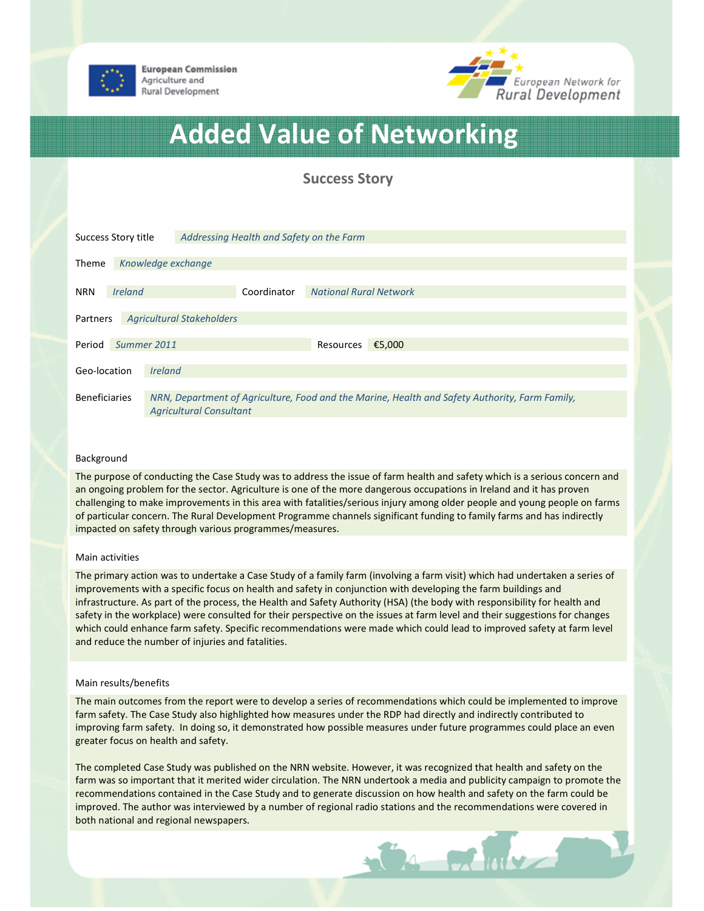European Commission
Agriculture and
Rural Development

European Network for
Rural Development

# Added Value of Networking

## Success Story

| | |
|---|---|
| Success Story title | *Addressing Health and Safety on the Farm* |
| Theme | *Knowledge exchange* |
| NRN | *Ireland* |
| Coordinator | *National Rural Network* |
| Partners | *Agricultural Stakeholders* |
| Period | *Summer 2011* |
| Resources | €5,000 |
| Geo-location | *Ireland* |
| Beneficiaries | *NRN, Department of Agriculture, Food and the Marine, Health and Safety Authority, Farm Family, Agricultural Consultant* |

### Background

The purpose of conducting the Case Study was to address the issue of farm health and safety which is a serious concern and an ongoing problem for the sector. Agriculture is one of the more dangerous occupations in Ireland and it has proven challenging to make improvements in this area with fatalities/serious injury among older people and young people on farms of particular concern. The Rural Development Programme channels significant funding to family farms and has indirectly impacted on safety through various programmes/measures.

### Main activities

The primary action was to undertake a Case Study of a family farm (involving a farm visit) which had undertaken a series of improvements with a specific focus on health and safety in conjunction with developing the farm buildings and infrastructure. As part of the process, the Health and Safety Authority (HSA) (the body with responsibility for health and safety in the workplace) were consulted for their perspective on the issues at farm level and their suggestions for changes which could enhance farm safety. Specific recommendations were made which could lead to improved safety at farm level and reduce the number of injuries and fatalities.

### Main results/benefits

The main outcomes from the report were to develop a series of recommendations which could be implemented to improve farm safety. The Case Study also highlighted how measures under the RDP had directly and indirectly contributed to improving farm safety. In doing so, it demonstrated how possible measures under future programmes could place an even greater focus on health and safety.

The completed Case Study was published on the NRN website. However, it was recognized that health and safety on the farm was so important that it merited wider circulation. The NRN undertook a media and publicity campaign to promote the recommendations contained in the Case Study and to generate discussion on how health and safety on the farm could be improved. The author was interviewed by a number of regional radio stations and the recommendations were covered in both national and regional newspapers.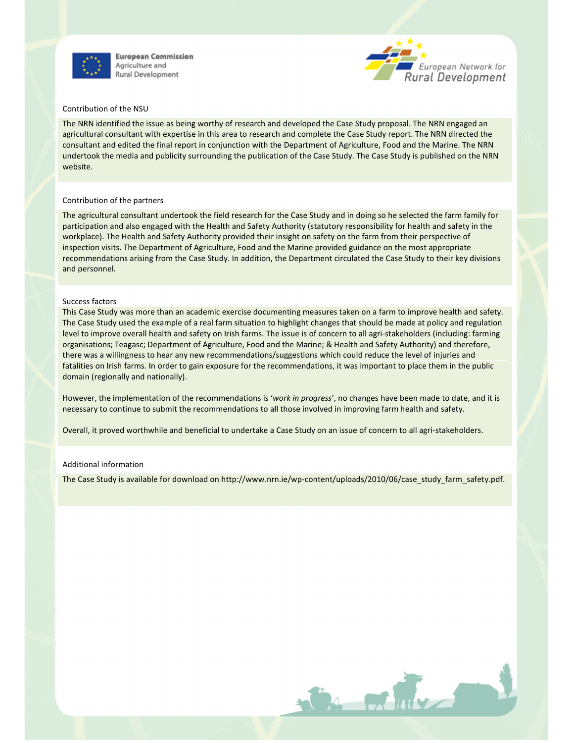## Contribution of the NSU

The NRN identified the issue as being worthy of research and developed the Case Study proposal. The NRN engaged an agricultural consultant with expertise in this area to research and complete the Case Study report. The NRN directed the consultant and edited the final report in conjunction with the Department of Agriculture, Food and the Marine. The NRN undertook the media and publicity surrounding the publication of the Case Study. The Case Study is published on the NRN website.

## Contribution of the partners

The agricultural consultant undertook the field research for the Case Study and in doing so he selected the farm family for participation and also engaged with the Health and Safety Authority (statutory responsibility for health and safety in the workplace). The Health and Safety Authority provided their insight on safety on the farm from their perspective of inspection visits. The Department of Agriculture, Food and the Marine provided guidance on the most appropriate recommendations arising from the Case Study. In addition, the Department circulated the Case Study to their key divisions and personnel.

## Success factors

This Case Study was more than an academic exercise documenting measures taken on a farm to improve health and safety. The Case Study used the example of a real farm situation to highlight changes that should be made at policy and regulation level to improve overall health and safety on Irish farms. The issue is of concern to all agri-stakeholders (including: farming organisations; Teagasc; Department of Agriculture, Food and the Marine; & Health and Safety Authority) and therefore, there was a willingness to hear any new recommendations/suggestions which could reduce the level of injuries and fatalities on Irish farms. In order to gain exposure for the recommendations, it was important to place them in the public domain (regionally and nationally).

However, the implementation of the recommendations is '*work in progress*', no changes have been made to date, and it is necessary to continue to submit the recommendations to all those involved in improving farm health and safety.

Overall, it proved worthwhile and beneficial to undertake a Case Study on an issue of concern to all agri-stakeholders.

## Additional information

The Case Study is available for download on http://www.nrn.ie/wp-content/uploads/2010/06/case_study_farm_safety.pdf.